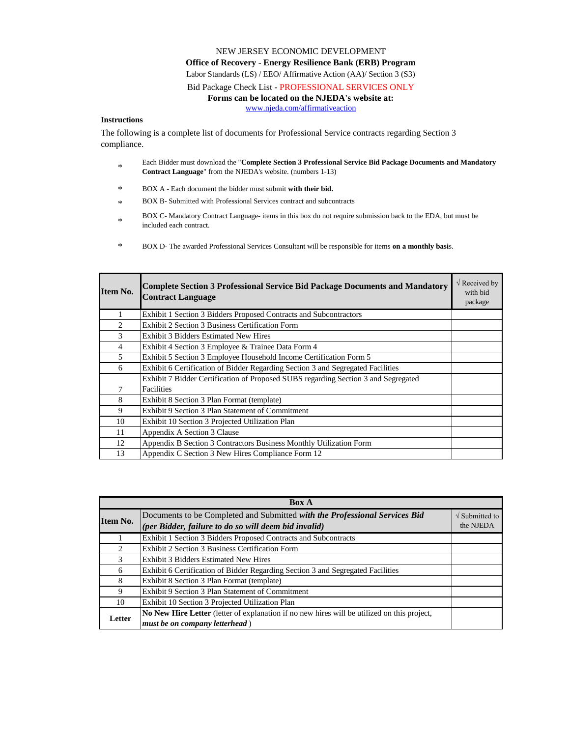NEW JERSEY ECONOMIC DEVELOPMENT

**Office of Recovery - Energy Resilience Bank (ERB) Program**

Labor Standards (LS) / EEO/ Affirmative Action (AA)/ Section 3 (S3)

Bid Package Check List - PROFESSIONAL SERVICES ONLY

**Forms can be located on the NJEDA's website at:**

www.njeda.com/affirmativeaction

**Instructions**

The following is a complete list of documents for Professional Service contracts regarding Section 3 compliance.

- Each Bidder must download the "**Complete Section 3 Professional Service Bid Package Documents and Mandatory Contract Language**" from the NJEDA's website. (numbers 1-13)
- BOX A - Each document the bidder must submit **with their bid.**
- BOX B- Submitted with Professional Services contract and subcontracts
- BOX C- Mandatory Contract Language- items in this box do not require submission back to the EDA, but must be included each contract.
- BOX D- The awarded Professional Services Consultant will be responsible for items **on a monthly basis**.

| Item No. | Complete Section 3 Professional Service Bid Package Documents and Mandatory Contract Language | √ Received by with bid package |
|---|---|---|
| 1 | Exhibit 1 Section 3 Bidders Proposed Contracts and Subcontractors | |
| 2 | Exhibit 2 Section 3 Business Certification Form | |
| 3 | Exhibit 3 Bidders Estimated New Hires | |
| 4 | Exhibit 4 Section 3 Employee & Trainee Data Form 4 | |
| 5 | Exhibit 5 Section 3 Employee Household Income Certification Form 5 | |
| 6 | Exhibit 6 Certification of Bidder Regarding Section 3 and Segregated Facilities | |
| 7 | Exhibit 7 Bidder Certification of Proposed SUBS regarding Section 3 and Segregated Facilities | |
| 8 | Exhibit 8 Section 3 Plan Format (template) | |
| 9 | Exhibit 9 Section 3 Plan Statement of Commitment | |
| 10 | Exhibit 10 Section 3 Projected Utilization Plan | |
| 11 | Appendix A Section 3 Clause | |
| 12 | Appendix B Section 3 Contractors Business Monthly Utilization Form | |
| 13 | Appendix C Section 3 New Hires Compliance Form 12 | |

| Box A | | |
|---|---|---|
| **Item No.** | Documents to be Completed and Submitted ***with the Professional Services Bid (per Bidder, failure to do so will deem bid invalid)*** | √ Submitted to the NJEDA |
| 1 | Exhibit 1 Section 3 Bidders Proposed Contracts and Subcontracts | |
| 2 | Exhibit 2 Section 3 Business Certification Form | |
| 3 | Exhibit 3 Bidders Estimated New Hires | |
| 6 | Exhibit 6 Certification of Bidder Regarding Section 3 and Segregated Facilities | |
| 8 | Exhibit 8 Section 3 Plan Format (template) | |
| 9 | Exhibit 9 Section 3 Plan Statement of Commitment | |
| 10 | Exhibit 10 Section 3 Projected Utilization Plan | |
| **Letter** | **No New Hire Letter** (letter of explanation if no new hires will be utilized on this project, ***must be on company letterhead*** ) | |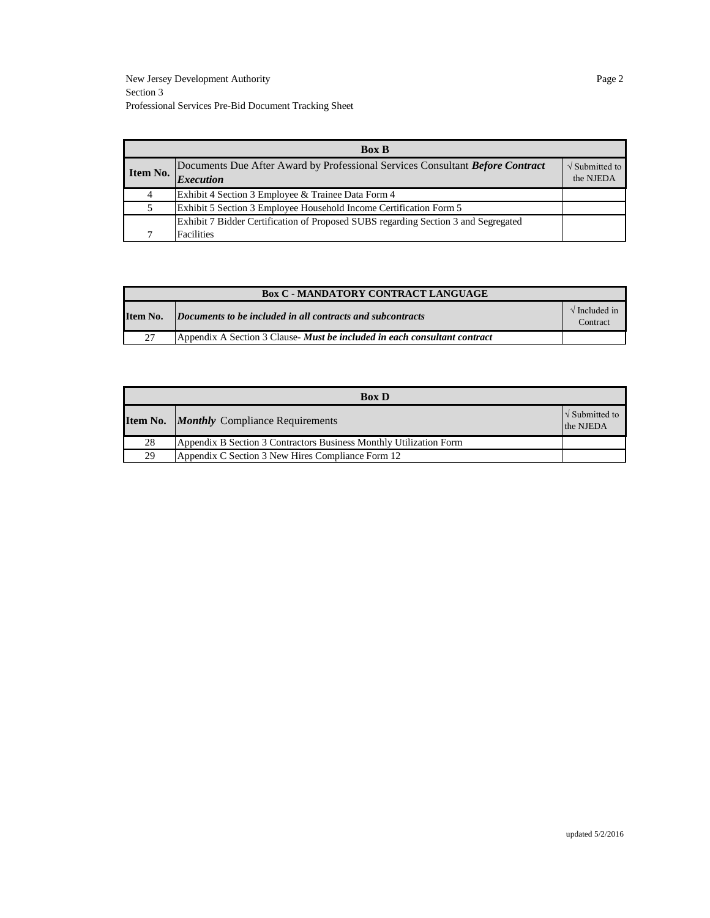| Box B | | |
| --- | --- | --- |
| **Item No.** | Documents Due After Award by Professional Services Consultant ***Before Contract Execution*** | √ Submitted to the NJEDA |
| 4 | Exhibit 4 Section 3 Employee & Trainee Data Form 4 | |
| 5 | Exhibit 5 Section 3 Employee Household Income Certification Form 5 | |
| 7 | Exhibit 7 Bidder Certification of Proposed SUBS regarding Section 3 and Segregated Facilities | |

| Box C - MANDATORY CONTRACT LANGUAGE | | |
| --- | --- | --- |
| **Item No.** | ***Documents to be included in all contracts and subcontracts*** | √ Included in Contract |
| 27 | Appendix A Section 3 Clause- ***Must be included in each consultant contract*** | |

| Box D | | |
| --- | --- | --- |
| **Item No.** | ***Monthly*** Compliance Requirements | √ Submitted to the NJEDA |
| 28 | Appendix B Section 3 Contractors Business Monthly Utilization Form | |
| 29 | Appendix C Section 3 New Hires Compliance Form 12 | |

updated 5/2/2016